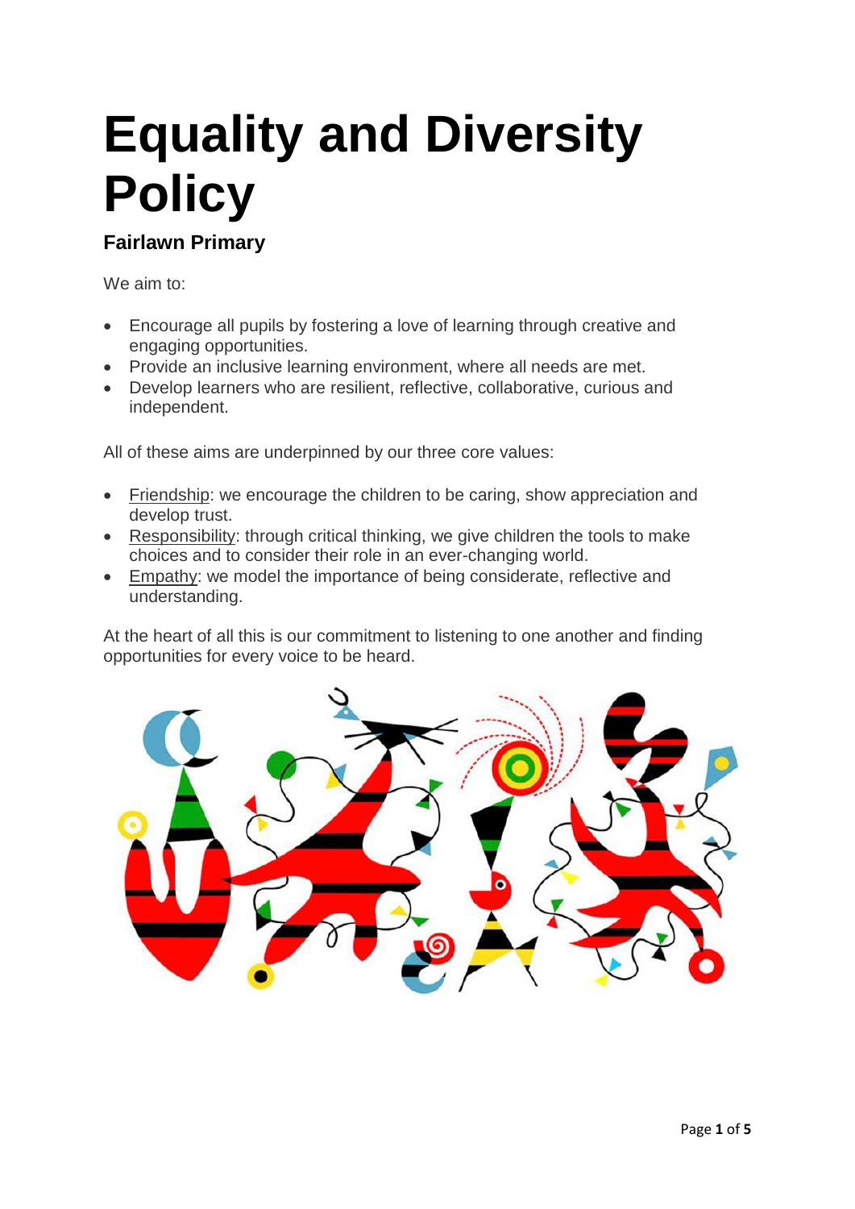# Equality and Diversity Policy

## Fairlawn Primary

We aim to:

- Encourage all pupils by fostering a love of learning through creative and engaging opportunities.
- Provide an inclusive learning environment, where all needs are met.
- Develop learners who are resilient, reflective, collaborative, curious and independent.

All of these aims are underpinned by our three core values:

- Friendship: we encourage the children to be caring, show appreciation and develop trust.
- Responsibility: through critical thinking, we give children the tools to make choices and to consider their role in an ever-changing world.
- Empathy: we model the importance of being considerate, reflective and understanding.

At the heart of all this is our commitment to listening to one another and finding opportunities for every voice to be heard.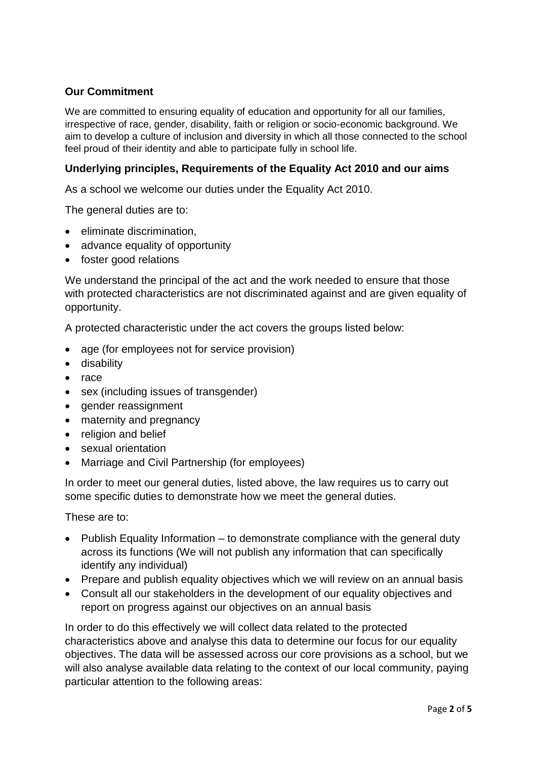## Our Commitment

We are committed to ensuring equality of education and opportunity for all our families, irrespective of race, gender, disability, faith or religion or socio-economic background. We aim to develop a culture of inclusion and diversity in which all those connected to the school feel proud of their identity and able to participate fully in school life.

## Underlying principles, Requirements of the Equality Act 2010 and our aims

As a school we welcome our duties under the Equality Act 2010.

The general duties are to:

- eliminate discrimination,
- advance equality of opportunity
- foster good relations

We understand the principal of the act and the work needed to ensure that those with protected characteristics are not discriminated against and are given equality of opportunity.

A protected characteristic under the act covers the groups listed below:

- age (for employees not for service provision)
- disability
- race
- sex (including issues of transgender)
- gender reassignment
- maternity and pregnancy
- religion and belief
- sexual orientation
- Marriage and Civil Partnership (for employees)

In order to meet our general duties, listed above, the law requires us to carry out some specific duties to demonstrate how we meet the general duties.

These are to:

- Publish Equality Information – to demonstrate compliance with the general duty across its functions (We will not publish any information that can specifically identify any individual)
- Prepare and publish equality objectives which we will review on an annual basis
- Consult all our stakeholders in the development of our equality objectives and report on progress against our objectives on an annual basis

In order to do this effectively we will collect data related to the protected characteristics above and analyse this data to determine our focus for our equality objectives. The data will be assessed across our core provisions as a school, but we will also analyse available data relating to the context of our local community, paying particular attention to the following areas: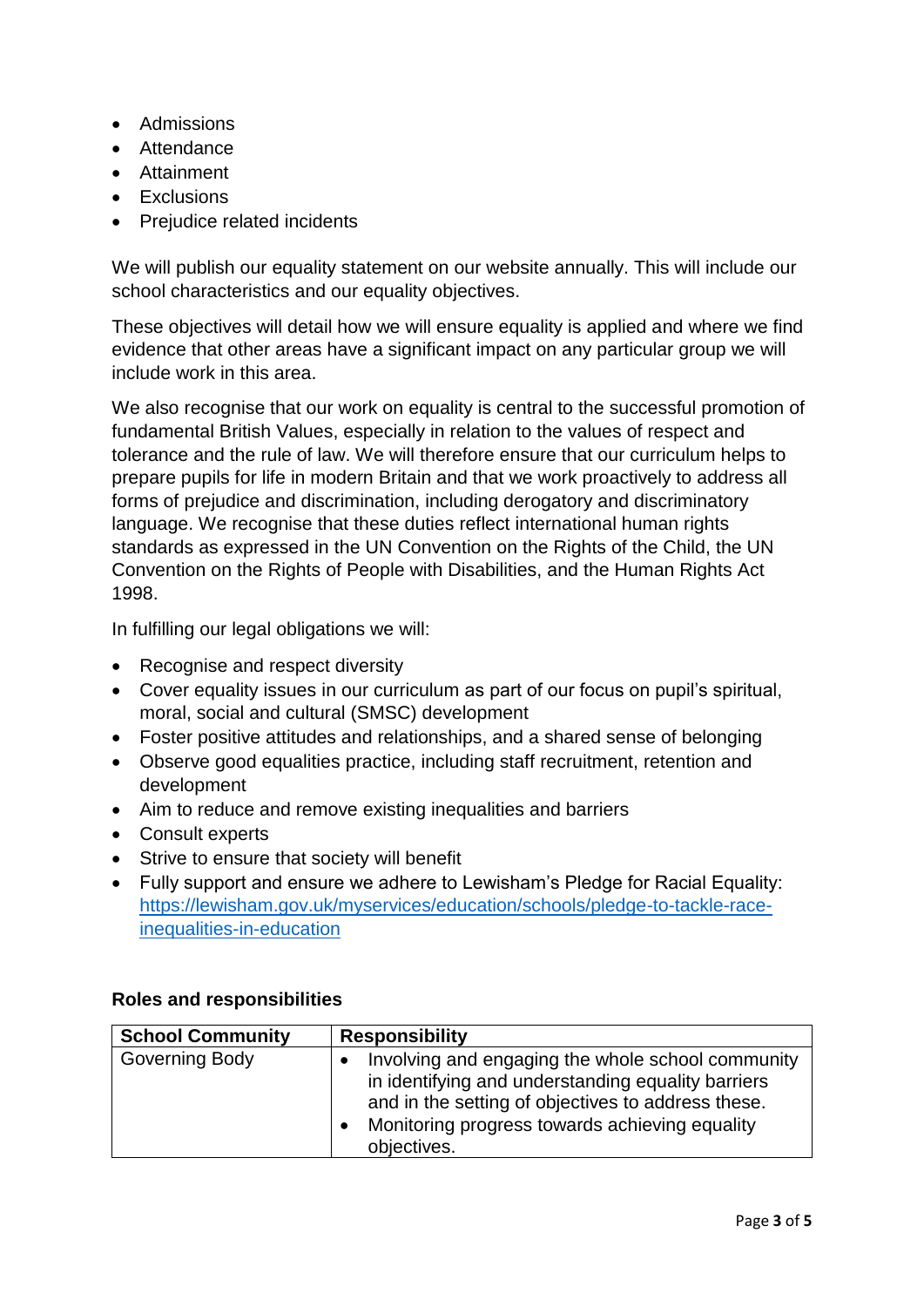- Admissions
- Attendance
- Attainment
- Exclusions
- Prejudice related incidents

We will publish our equality statement on our website annually. This will include our school characteristics and our equality objectives.

These objectives will detail how we will ensure equality is applied and where we find evidence that other areas have a significant impact on any particular group we will include work in this area.

We also recognise that our work on equality is central to the successful promotion of fundamental British Values, especially in relation to the values of respect and tolerance and the rule of law. We will therefore ensure that our curriculum helps to prepare pupils for life in modern Britain and that we work proactively to address all forms of prejudice and discrimination, including derogatory and discriminatory language. We recognise that these duties reflect international human rights standards as expressed in the UN Convention on the Rights of the Child, the UN Convention on the Rights of People with Disabilities, and the Human Rights Act 1998.

In fulfilling our legal obligations we will:

- Recognise and respect diversity
- Cover equality issues in our curriculum as part of our focus on pupil's spiritual, moral, social and cultural (SMSC) development
- Foster positive attitudes and relationships, and a shared sense of belonging
- Observe good equalities practice, including staff recruitment, retention and development
- Aim to reduce and remove existing inequalities and barriers
- Consult experts
- Strive to ensure that society will benefit
- Fully support and ensure we adhere to Lewisham's Pledge for Racial Equality: [https://lewisham.gov.uk/myservices/education/schools/pledge-to-tackle-race-inequalities-in-education](https://lewisham.gov.uk/myservices/education/schools/pledge-to-tackle-race-inequalities-in-education)

**Roles and responsibilities**

| School Community | Responsibility |
| --- | --- |
| Governing Body | • Involving and engaging the whole school community in identifying and understanding equality barriers and in the setting of objectives to address these.<br>• Monitoring progress towards achieving equality objectives. |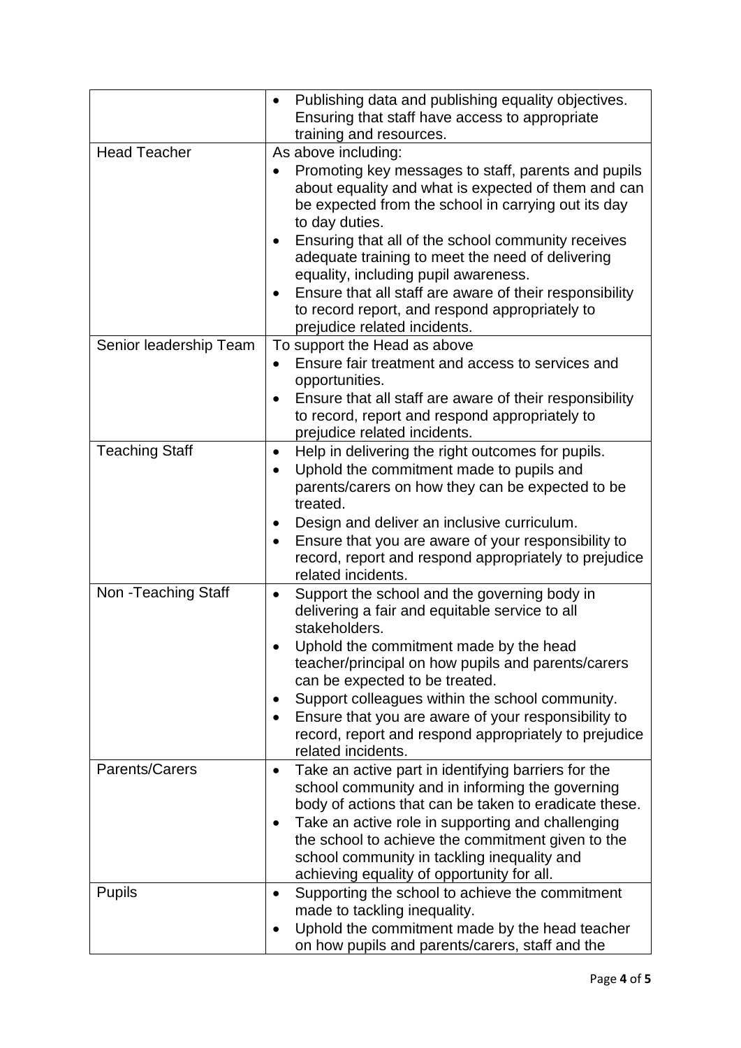| | |
|---|---|
| | • Publishing data and publishing equality objectives. Ensuring that staff have access to appropriate training and resources. |
| Head Teacher | As above including:<br>• Promoting key messages to staff, parents and pupils about equality and what is expected of them and can be expected from the school in carrying out its day to day duties.<br>• Ensuring that all of the school community receives adequate training to meet the need of delivering equality, including pupil awareness.<br>• Ensure that all staff are aware of their responsibility to record report, and respond appropriately to prejudice related incidents. |
| Senior leadership Team | To support the Head as above<br>• Ensure fair treatment and access to services and opportunities.<br>• Ensure that all staff are aware of their responsibility to record, report and respond appropriately to prejudice related incidents. |
| Teaching Staff | • Help in delivering the right outcomes for pupils.<br>• Uphold the commitment made to pupils and parents/carers on how they can be expected to be treated.<br>• Design and deliver an inclusive curriculum.<br>• Ensure that you are aware of your responsibility to record, report and respond appropriately to prejudice related incidents. |
| Non -Teaching Staff | • Support the school and the governing body in delivering a fair and equitable service to all stakeholders.<br>• Uphold the commitment made by the head teacher/principal on how pupils and parents/carers can be expected to be treated.<br>• Support colleagues within the school community.<br>• Ensure that you are aware of your responsibility to record, report and respond appropriately to prejudice related incidents. |
| Parents/Carers | • Take an active part in identifying barriers for the school community and in informing the governing body of actions that can be taken to eradicate these.<br>• Take an active role in supporting and challenging the school to achieve the commitment given to the school community in tackling inequality and achieving equality of opportunity for all. |
| Pupils | • Supporting the school to achieve the commitment made to tackling inequality.<br>• Uphold the commitment made by the head teacher on how pupils and parents/carers, staff and the |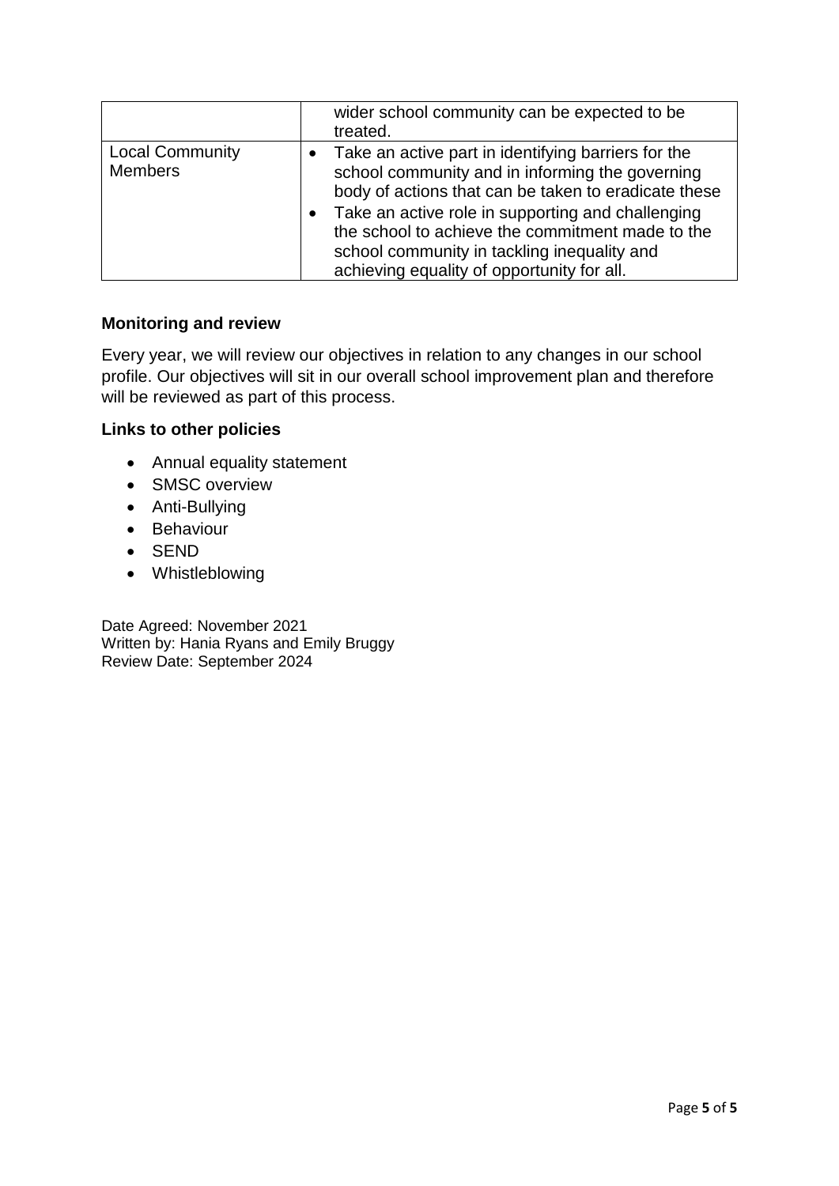| | |
|---|---|
| | wider school community can be expected to be treated. |
| Local Community Members | • Take an active part in identifying barriers for the school community and in informing the governing body of actions that can be taken to eradicate these<br>• Take an active role in supporting and challenging the school to achieve the commitment made to the school community in tackling inequality and achieving equality of opportunity for all. |

**Monitoring and review**

Every year, we will review our objectives in relation to any changes in our school profile. Our objectives will sit in our overall school improvement plan and therefore will be reviewed as part of this process.

**Links to other policies**

- Annual equality statement
- SMSC overview
- Anti-Bullying
- Behaviour
- SEND
- Whistleblowing

Date Agreed: November 2021
Written by: Hania Ryans and Emily Bruggy
Review Date: September 2024